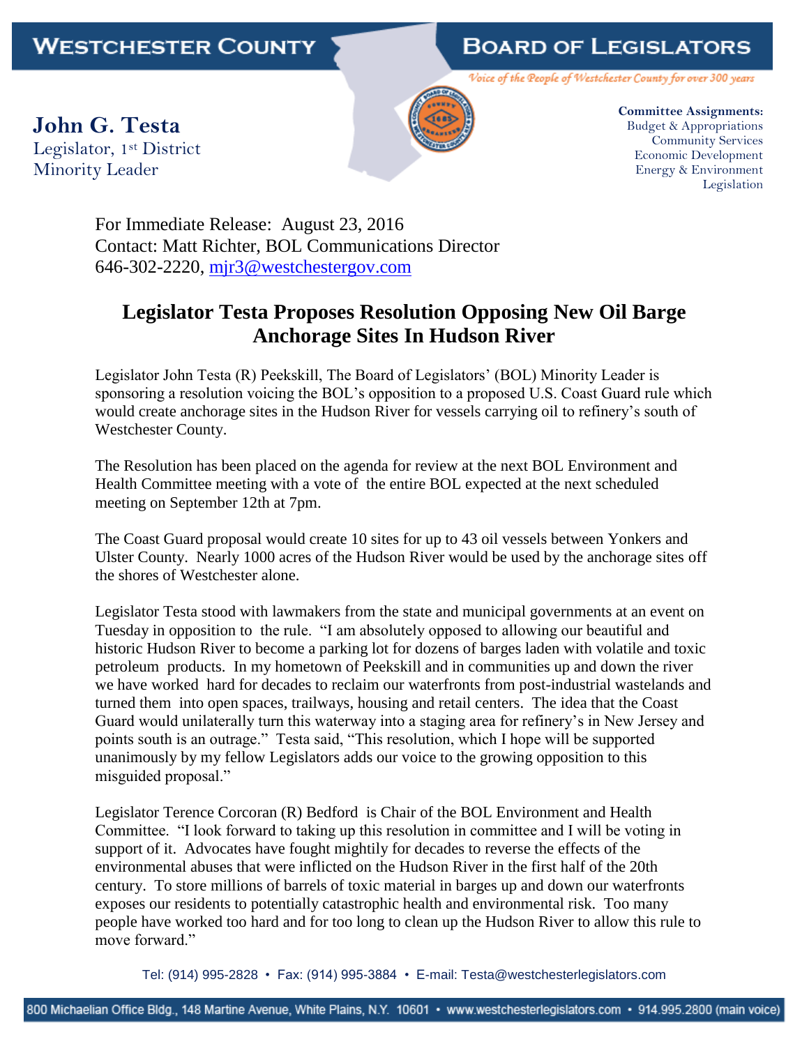**WESTCHESTER COUNTY** **BOARD OF LEGISLATORS**

*Voice of the People of Westchester County for over 300 years*

**John G. Testa**
Legislator, 1st District
Minority Leader

**Committee Assignments:**
Budget & Appropriations
Community Services
Economic Development
Energy & Environment
Legislation

For Immediate Release: August 23, 2016
Contact: Matt Richter, BOL Communications Director
646-302-2220, mjr3@westchestergov.com

# Legislator Testa Proposes Resolution Opposing New Oil Barge Anchorage Sites In Hudson River

Legislator John Testa (R) Peekskill, The Board of Legislators' (BOL) Minority Leader is sponsoring a resolution voicing the BOL's opposition to a proposed U.S. Coast Guard rule which would create anchorage sites in the Hudson River for vessels carrying oil to refinery's south of Westchester County.

The Resolution has been placed on the agenda for review at the next BOL Environment and Health Committee meeting with a vote of the entire BOL expected at the next scheduled meeting on September 12th at 7pm.

The Coast Guard proposal would create 10 sites for up to 43 oil vessels between Yonkers and Ulster County. Nearly 1000 acres of the Hudson River would be used by the anchorage sites off the shores of Westchester alone.

Legislator Testa stood with lawmakers from the state and municipal governments at an event on Tuesday in opposition to the rule. "I am absolutely opposed to allowing our beautiful and historic Hudson River to become a parking lot for dozens of barges laden with volatile and toxic petroleum products. In my hometown of Peekskill and in communities up and down the river we have worked hard for decades to reclaim our waterfronts from post-industrial wastelands and turned them into open spaces, trailways, housing and retail centers. The idea that the Coast Guard would unilaterally turn this waterway into a staging area for refinery's in New Jersey and points south is an outrage." Testa said, "This resolution, which I hope will be supported unanimously by my fellow Legislators adds our voice to the growing opposition to this misguided proposal."

Legislator Terence Corcoran (R) Bedford is Chair of the BOL Environment and Health Committee. "I look forward to taking up this resolution in committee and I will be voting in support of it. Advocates have fought mightily for decades to reverse the effects of the environmental abuses that were inflicted on the Hudson River in the first half of the 20th century. To store millions of barrels of toxic material in barges up and down our waterfronts exposes our residents to potentially catastrophic health and environmental risk. Too many people have worked too hard and for too long to clean up the Hudson River to allow this rule to move forward."

Tel: (914) 995-2828 • Fax: (914) 995-3884 • E-mail: Testa@westchesterlegislators.com

800 Michaelian Office Bldg., 148 Martine Avenue, White Plains, N.Y. 10601 • www.westchesterlegislators.com • 914.995.2800 (main voice)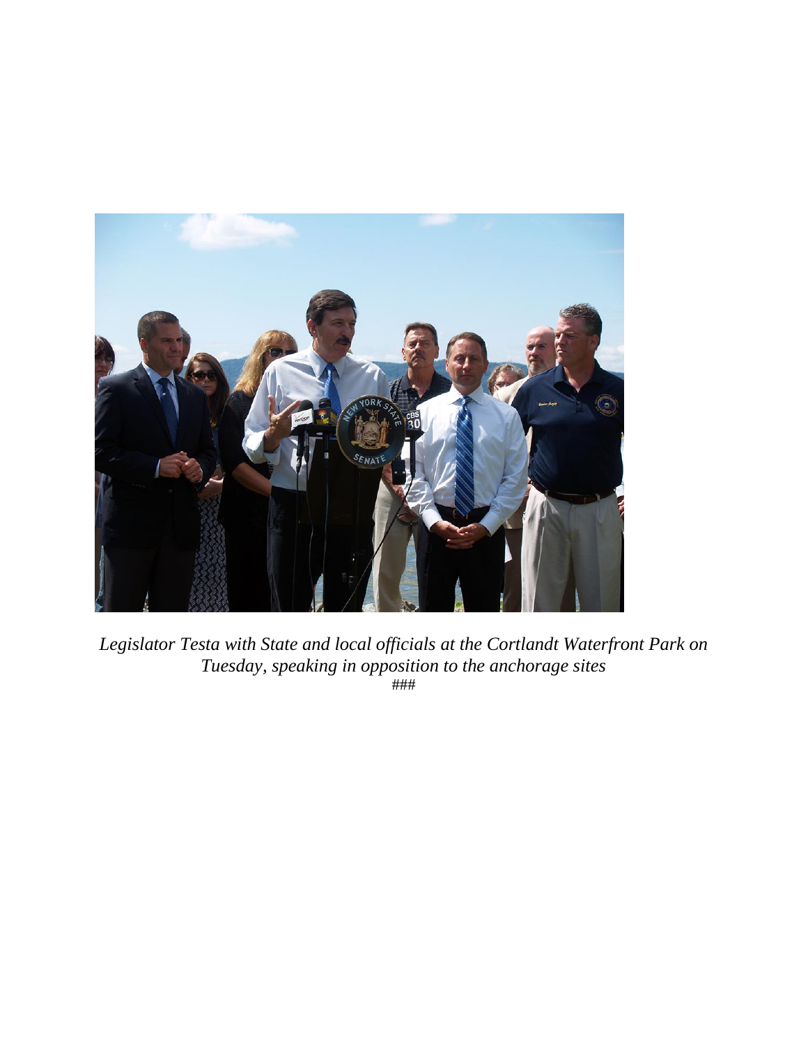*Legislator Testa with State and local officials at the Cortlandt Waterfront Park on Tuesday, speaking in opposition to the anchorage sites*

###